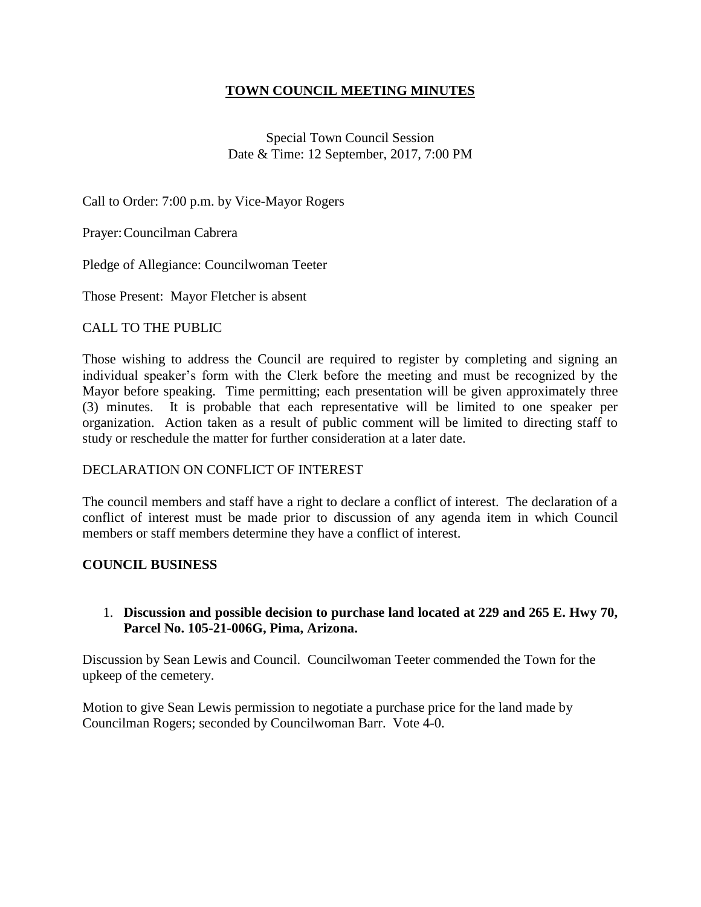# **TOWN COUNCIL MEETING MINUTES**

Special Town Council Session
Date & Time: 12 September, 2017, 7:00 PM

Call to Order: 7:00 p.m. by Vice-Mayor Rogers

Prayer: Councilman Cabrera

Pledge of Allegiance: Councilwoman Teeter

Those Present: Mayor Fletcher is absent

CALL TO THE PUBLIC

Those wishing to address the Council are required to register by completing and signing an individual speaker's form with the Clerk before the meeting and must be recognized by the Mayor before speaking. Time permitting; each presentation will be given approximately three (3) minutes. It is probable that each representative will be limited to one speaker per organization. Action taken as a result of public comment will be limited to directing staff to study or reschedule the matter for further consideration at a later date.

DECLARATION ON CONFLICT OF INTEREST

The council members and staff have a right to declare a conflict of interest. The declaration of a conflict of interest must be made prior to discussion of any agenda item in which Council members or staff members determine they have a conflict of interest.

**COUNCIL BUSINESS**

1. **Discussion and possible decision to purchase land located at 229 and 265 E. Hwy 70, Parcel No. 105-21-006G, Pima, Arizona.**

Discussion by Sean Lewis and Council. Councilwoman Teeter commended the Town for the upkeep of the cemetery.

Motion to give Sean Lewis permission to negotiate a purchase price for the land made by Councilman Rogers; seconded by Councilwoman Barr. Vote 4-0.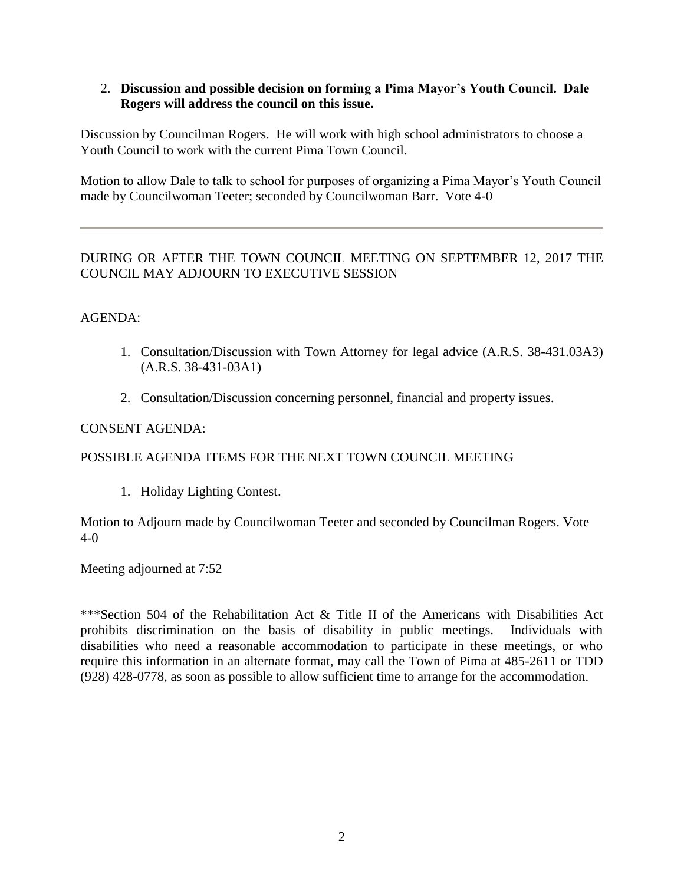2. **Discussion and possible decision on forming a Pima Mayor's Youth Council. Dale Rogers will address the council on this issue.**

Discussion by Councilman Rogers. He will work with high school administrators to choose a Youth Council to work with the current Pima Town Council.

Motion to allow Dale to talk to school for purposes of organizing a Pima Mayor's Youth Council made by Councilwoman Teeter; seconded by Councilwoman Barr. Vote 4-0

---

DURING OR AFTER THE TOWN COUNCIL MEETING ON SEPTEMBER 12, 2017 THE COUNCIL MAY ADJOURN TO EXECUTIVE SESSION

AGENDA:

1. Consultation/Discussion with Town Attorney for legal advice (A.R.S. 38-431.03A3) (A.R.S. 38-431-03A1)
2. Consultation/Discussion concerning personnel, financial and property issues.

CONSENT AGENDA:

POSSIBLE AGENDA ITEMS FOR THE NEXT TOWN COUNCIL MEETING

1. Holiday Lighting Contest.

Motion to Adjourn made by Councilwoman Teeter and seconded by Councilman Rogers. Vote 4-0

Meeting adjourned at 7:52

***Section 504 of the Rehabilitation Act & Title II of the Americans with Disabilities Act prohibits discrimination on the basis of disability in public meetings. Individuals with disabilities who need a reasonable accommodation to participate in these meetings, or who require this information in an alternate format, may call the Town of Pima at 485-2611 or TDD (928) 428-0778, as soon as possible to allow sufficient time to arrange for the accommodation.